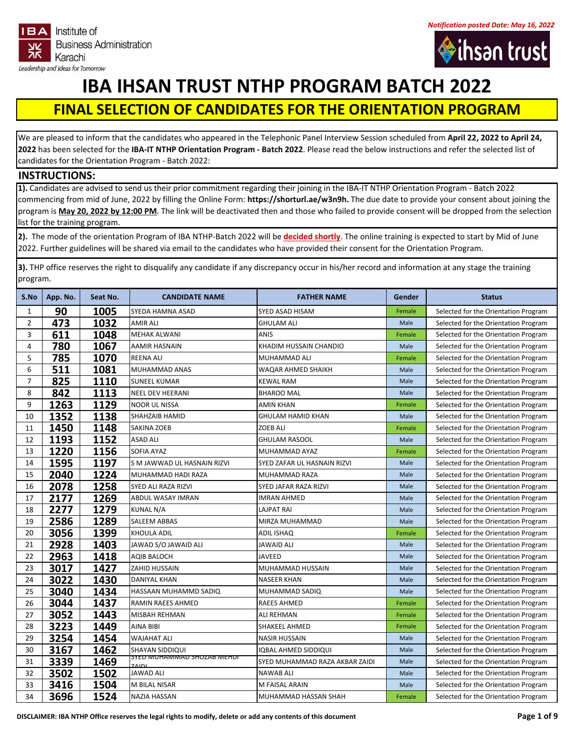Institute of Business Administration Karachi
Leadership and Ideas for Tomorrow

*Notification posted Date: May 16, 2022*

# IBA IHSAN TRUST NTHP PROGRAM BATCH 2022

## FINAL SELECTION OF CANDIDATES FOR THE ORIENTATION PROGRAM

We are pleased to inform that the candidates who appeared in the Telephonic Panel Interview Session scheduled from **April 22, 2022 to April 24, 2022** has been selected for the **IBA-IT NTHP Orientation Program - Batch 2022**. Please read the below instructions and refer the selected list of candidates for the Orientation Program - Batch 2022:

### INSTRUCTIONS:

**1).** Candidates are advised to send us their prior commitment regarding their joining in the IBA-IT NTHP Orientation Program - Batch 2022 commencing from mid of June, 2022 by filling the Online Form: **https://shorturl.ae/w3n9h.** The due date to provide your consent about joining the program is **May 20, 2022 by 12:00 PM**. The link will be deactivated then and those who failed to provide consent will be dropped from the selection list for the training program.

**2).** The mode of the orientation Program of IBA NTHP-Batch 2022 will be **decided shortly**. The online training is expected to start by Mid of June 2022. Further guidelines will be shared via email to the candidates who have provided their consent for the Orientation Program.

**3).** THP office reserves the right to disqualify any candidate if any discrepancy occur in his/her record and information at any stage the training program.

| S.No | App. No. | Seat No. | CANDIDATE NAME | FATHER NAME | Gender | Status |
|---|---|---|---|---|---|---|
| 1 | 90 | 1005 | SYEDA HAMNA ASAD | SYED ASAD HISAM | Female | Selected for the Orientation Program |
| 2 | 473 | 1032 | AMIR ALI | GHULAM ALI | Male | Selected for the Orientation Program |
| 3 | 611 | 1048 | MEHAK ALWANI | ANIS | Female | Selected for the Orientation Program |
| 4 | 780 | 1067 | AAMIR HASNAIN | KHADIM HUSSAIN CHANDIO | Male | Selected for the Orientation Program |
| 5 | 785 | 1070 | REENA ALI | MUHAMMAD ALI | Female | Selected for the Orientation Program |
| 6 | 511 | 1081 | MUHAMMAD ANAS | WAQAR AHMED SHAIKH | Male | Selected for the Orientation Program |
| 7 | 825 | 1110 | SUNEEL KUMAR | KEWAL RAM | Male | Selected for the Orientation Program |
| 8 | 842 | 1113 | NEEL DEV HEERANI | BHAROO MAL | Male | Selected for the Orientation Program |
| 9 | 1263 | 1129 | NOOR UL NISSA | AMIN KHAN | Female | Selected for the Orientation Program |
| 10 | 1352 | 1138 | SHAHZAIB HAMID | GHULAM HAMID KHAN | Male | Selected for the Orientation Program |
| 11 | 1450 | 1148 | SAKINA ZOEB | ZOEB ALI | Female | Selected for the Orientation Program |
| 12 | 1193 | 1152 | ASAD ALI | GHULAM RASOOL | Male | Selected for the Orientation Program |
| 13 | 1220 | 1156 | SOFIA AYAZ | MUHAMMAD AYAZ | Female | Selected for the Orientation Program |
| 14 | 1595 | 1197 | S M JAWWAD UL HASNAIN RIZVI | SYED ZAFAR UL HASNAIN RIZVI | Male | Selected for the Orientation Program |
| 15 | 2040 | 1224 | MUHAMMAD HADI RAZA | MUHAMMAD RAZA | Male | Selected for the Orientation Program |
| 16 | 2078 | 1258 | SYED ALI RAZA RIZVI | SYED JAFAR RAZA RIZVI | Male | Selected for the Orientation Program |
| 17 | 2177 | 1269 | ABDUL WASAY IMRAN | IMRAN AHMED | Male | Selected for the Orientation Program |
| 18 | 2277 | 1279 | KUNAL N/A | LAJPAT RAI | Male | Selected for the Orientation Program |
| 19 | 2586 | 1289 | SALEEM ABBAS | MIRZA MUHAMMAD | Male | Selected for the Orientation Program |
| 20 | 3056 | 1399 | KHOULA ADIL | ADIL ISHAQ | Female | Selected for the Orientation Program |
| 21 | 2928 | 1403 | JAWAD S/O JAWAID ALI | JAWAID ALI | Male | Selected for the Orientation Program |
| 22 | 2963 | 1418 | AQIB BALOCH | JAVEED | Male | Selected for the Orientation Program |
| 23 | 3017 | 1427 | ZAHID HUSSAIN | MUHAMMAD HUSSAIN | Male | Selected for the Orientation Program |
| 24 | 3022 | 1430 | DANIYAL KHAN | NASEER KHAN | Male | Selected for the Orientation Program |
| 25 | 3040 | 1434 | HASSAAN MUHAMMD SADIQ | MUHAMMAD SADIQ | Male | Selected for the Orientation Program |
| 26 | 3044 | 1437 | RAMIN RAEES AHMED | RAEES AHMED | Female | Selected for the Orientation Program |
| 27 | 3052 | 1443 | MISBAH REHMAN | ALI REHMAN | Female | Selected for the Orientation Program |
| 28 | 3223 | 1449 | AINA BIBI | SHAKEEL AHMED | Female | Selected for the Orientation Program |
| 29 | 3254 | 1454 | WAJAHAT ALI | NASIR HUSSAIN | Male | Selected for the Orientation Program |
| 30 | 3167 | 1462 | SHAYAN SIDDIQUI | IQBAL AHMED SIDDIQUI | Male | Selected for the Orientation Program |
| 31 | 3339 | 1469 | SYED MUHAMMAD SHOZAB MEHDI ZAIDI | SYED MUHAMMAD RAZA AKBAR ZAIDI | Male | Selected for the Orientation Program |
| 32 | 3502 | 1502 | JAWAD ALI | NAWAB ALI | Male | Selected for the Orientation Program |
| 33 | 3416 | 1504 | M BILAL NISAR | M FAISAL ARAIN | Male | Selected for the Orientation Program |
| 34 | 3696 | 1524 | NAZIA HASSAN | MUHAMMAD HASSAN SHAH | Female | Selected for the Orientation Program |

**DISCLAIMER: IBA NTHP Office reserves the legal rights to modify, delete or add any contents of this document**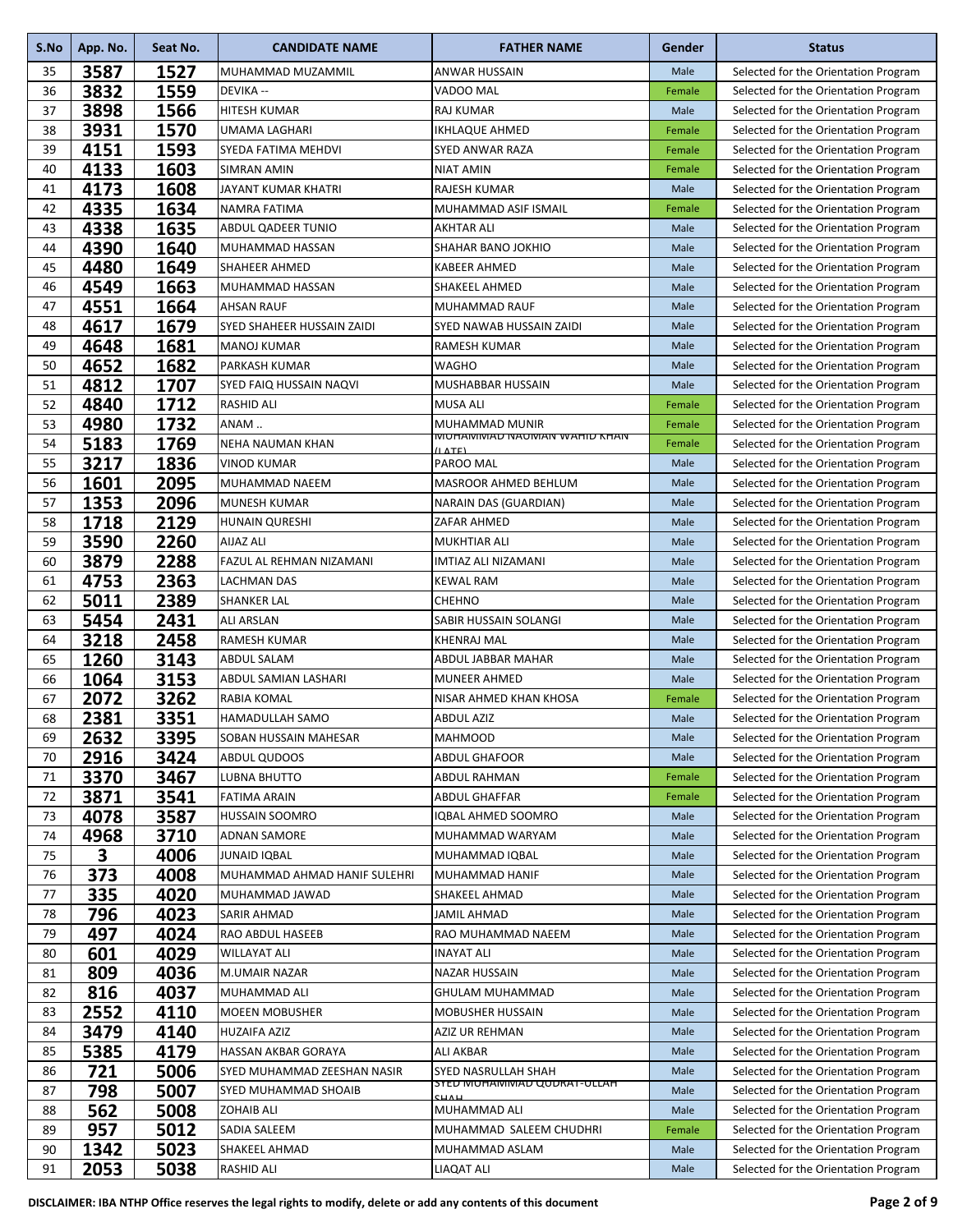| S.No | App. No. | Seat No. | CANDIDATE NAME | FATHER NAME | Gender | Status |
|---|---|---|---|---|---|---|
| 35 | 3587 | 1527 | MUHAMMAD MUZAMMIL | ANWAR HUSSAIN | Male | Selected for the Orientation Program |
| 36 | 3832 | 1559 | DEVIKA -- | VADOO MAL | Female | Selected for the Orientation Program |
| 37 | 3898 | 1566 | HITESH KUMAR | RAJ KUMAR | Male | Selected for the Orientation Program |
| 38 | 3931 | 1570 | UMAMA LAGHARI | IKHLAQUE AHMED | Female | Selected for the Orientation Program |
| 39 | 4151 | 1593 | SYEDA FATIMA MEHDVI | SYED ANWAR RAZA | Female | Selected for the Orientation Program |
| 40 | 4133 | 1603 | SIMRAN AMIN | NIAT AMIN | Female | Selected for the Orientation Program |
| 41 | 4173 | 1608 | JAYANT KUMAR KHATRI | RAJESH KUMAR | Male | Selected for the Orientation Program |
| 42 | 4335 | 1634 | NAMRA FATIMA | MUHAMMAD ASIF ISMAIL | Female | Selected for the Orientation Program |
| 43 | 4338 | 1635 | ABDUL QADEER TUNIO | AKHTAR ALI | Male | Selected for the Orientation Program |
| 44 | 4390 | 1640 | MUHAMMAD HASSAN | SHAHAR BANO JOKHIO | Male | Selected for the Orientation Program |
| 45 | 4480 | 1649 | SHAHEER AHMED | KABEER AHMED | Male | Selected for the Orientation Program |
| 46 | 4549 | 1663 | MUHAMMAD HASSAN | SHAKEEL AHMED | Male | Selected for the Orientation Program |
| 47 | 4551 | 1664 | AHSAN RAUF | MUHAMMAD RAUF | Male | Selected for the Orientation Program |
| 48 | 4617 | 1679 | SYED SHAHEER HUSSAIN ZAIDI | SYED NAWAB HUSSAIN ZAIDI | Male | Selected for the Orientation Program |
| 49 | 4648 | 1681 | MANOJ KUMAR | RAMESH KUMAR | Male | Selected for the Orientation Program |
| 50 | 4652 | 1682 | PARKASH KUMAR | WAGHO | Male | Selected for the Orientation Program |
| 51 | 4812 | 1707 | SYED FAIQ HUSSAIN NAQVI | MUSHABBAR HUSSAIN | Male | Selected for the Orientation Program |
| 52 | 4840 | 1712 | RASHID ALI | MUSA ALI | Female | Selected for the Orientation Program |
| 53 | 4980 | 1732 | ANAM .. | MUHAMMAD MUNIR | Female | Selected for the Orientation Program |
| 54 | 5183 | 1769 | NEHA NAUMAN KHAN | MUHAMMAD NAUMAN WAHID KHAN (LATE) | Female | Selected for the Orientation Program |
| 55 | 3217 | 1836 | VINOD KUMAR | PAROO MAL | Male | Selected for the Orientation Program |
| 56 | 1601 | 2095 | MUHAMMAD NAEEM | MASROOR AHMED BEHLUM | Male | Selected for the Orientation Program |
| 57 | 1353 | 2096 | MUNESH KUMAR | NARAIN DAS (GUARDIAN) | Male | Selected for the Orientation Program |
| 58 | 1718 | 2129 | HUNAIN QURESHI | ZAFAR AHMED | Male | Selected for the Orientation Program |
| 59 | 3590 | 2260 | AIJAZ ALI | MUKHTIAR ALI | Male | Selected for the Orientation Program |
| 60 | 3879 | 2288 | FAZUL AL REHMAN NIZAMANI | IMTIAZ ALI NIZAMANI | Male | Selected for the Orientation Program |
| 61 | 4753 | 2363 | LACHMAN DAS | KEWAL RAM | Male | Selected for the Orientation Program |
| 62 | 5011 | 2389 | SHANKER LAL | CHEHNO | Male | Selected for the Orientation Program |
| 63 | 5454 | 2431 | ALI ARSLAN | SABIR HUSSAIN SOLANGI | Male | Selected for the Orientation Program |
| 64 | 3218 | 2458 | RAMESH KUMAR | KHENRAJ MAL | Male | Selected for the Orientation Program |
| 65 | 1260 | 3143 | ABDUL SALAM | ABDUL JABBAR MAHAR | Male | Selected for the Orientation Program |
| 66 | 1064 | 3153 | ABDUL SAMIAN LASHARI | MUNEER AHMED | Male | Selected for the Orientation Program |
| 67 | 2072 | 3262 | RABIA KOMAL | NISAR AHMED KHAN KHOSA | Female | Selected for the Orientation Program |
| 68 | 2381 | 3351 | HAMADULLAH SAMO | ABDUL AZIZ | Male | Selected for the Orientation Program |
| 69 | 2632 | 3395 | SOBAN HUSSAIN MAHESAR | MAHMOOD | Male | Selected for the Orientation Program |
| 70 | 2916 | 3424 | ABDUL QUDOOS | ABDUL GHAFOOR | Male | Selected for the Orientation Program |
| 71 | 3370 | 3467 | LUBNA BHUTTO | ABDUL RAHMAN | Female | Selected for the Orientation Program |
| 72 | 3871 | 3541 | FATIMA ARAIN | ABDUL GHAFFAR | Female | Selected for the Orientation Program |
| 73 | 4078 | 3587 | HUSSAIN SOOMRO | IQBAL AHMED SOOMRO | Male | Selected for the Orientation Program |
| 74 | 4968 | 3710 | ADNAN SAMORE | MUHAMMAD WARYAM | Male | Selected for the Orientation Program |
| 75 | 3 | 4006 | JUNAID IQBAL | MUHAMMAD IQBAL | Male | Selected for the Orientation Program |
| 76 | 373 | 4008 | MUHAMMAD AHMAD HANIF SULEHRI | MUHAMMAD HANIF | Male | Selected for the Orientation Program |
| 77 | 335 | 4020 | MUHAMMAD JAWAD | SHAKEEL AHMAD | Male | Selected for the Orientation Program |
| 78 | 796 | 4023 | SARIR AHMAD | JAMIL AHMAD | Male | Selected for the Orientation Program |
| 79 | 497 | 4024 | RAO ABDUL HASEEB | RAO MUHAMMAD NAEEM | Male | Selected for the Orientation Program |
| 80 | 601 | 4029 | WILLAYAT ALI | INAYAT ALI | Male | Selected for the Orientation Program |
| 81 | 809 | 4036 | M.UMAIR NAZAR | NAZAR HUSSAIN | Male | Selected for the Orientation Program |
| 82 | 816 | 4037 | MUHAMMAD ALI | GHULAM MUHAMMAD | Male | Selected for the Orientation Program |
| 83 | 2552 | 4110 | MOEEN MOBUSHER | MOBUSHER HUSSAIN | Male | Selected for the Orientation Program |
| 84 | 3479 | 4140 | HUZAIFA AZIZ | AZIZ UR REHMAN | Male | Selected for the Orientation Program |
| 85 | 5385 | 4179 | HASSAN AKBAR GORAYA | ALI AKBAR | Male | Selected for the Orientation Program |
| 86 | 721 | 5006 | SYED MUHAMMAD ZEESHAN NASIR | SYED NASRULLAH SHAH | Male | Selected for the Orientation Program |
| 87 | 798 | 5007 | SYED MUHAMMAD SHOAIB | SYED MUHAMMAD QUDRAT-ULLAH SHAH | Male | Selected for the Orientation Program |
| 88 | 562 | 5008 | ZOHAIB ALI | MUHAMMAD ALI | Male | Selected for the Orientation Program |
| 89 | 957 | 5012 | SADIA SALEEM | MUHAMMAD SALEEM CHUDHRI | Female | Selected for the Orientation Program |
| 90 | 1342 | 5023 | SHAKEEL AHMAD | MUHAMMAD ASLAM | Male | Selected for the Orientation Program |
| 91 | 2053 | 5038 | RASHID ALI | LIAQAT ALI | Male | Selected for the Orientation Program |

**DISCLAIMER: IBA NTHP Office reserves the legal rights to modify, delete or add any contents of this document**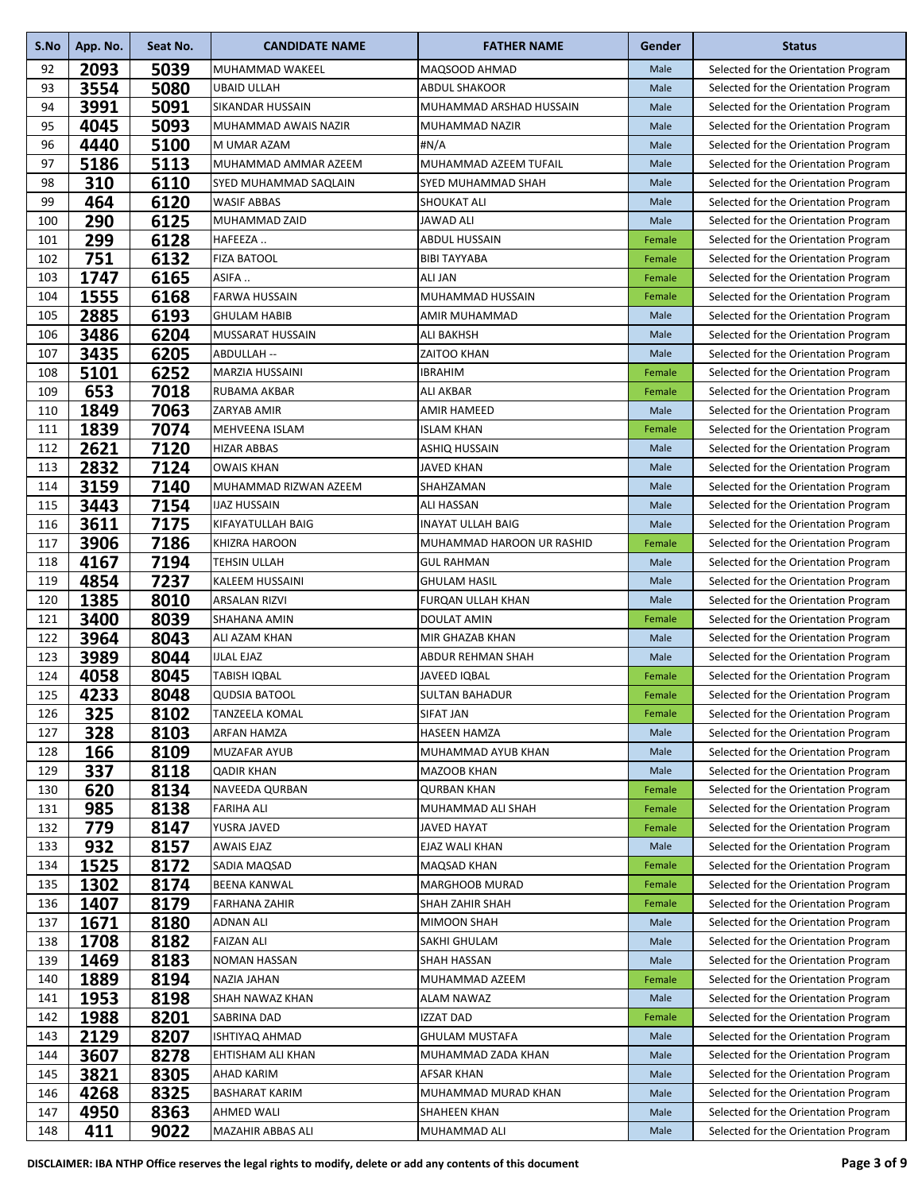| S.No | App. No. | Seat No. | CANDIDATE NAME | FATHER NAME | Gender | Status |
|---|---|---|---|---|---|---|
| 92 | 2093 | 5039 | MUHAMMAD WAKEEL | MAQSOOD AHMAD | Male | Selected for the Orientation Program |
| 93 | 3554 | 5080 | UBAID ULLAH | ABDUL SHAKOOR | Male | Selected for the Orientation Program |
| 94 | 3991 | 5091 | SIKANDAR HUSSAIN | MUHAMMAD ARSHAD HUSSAIN | Male | Selected for the Orientation Program |
| 95 | 4045 | 5093 | MUHAMMAD AWAIS NAZIR | MUHAMMAD NAZIR | Male | Selected for the Orientation Program |
| 96 | 4440 | 5100 | M UMAR AZAM | #N/A | Male | Selected for the Orientation Program |
| 97 | 5186 | 5113 | MUHAMMAD AMMAR AZEEM | MUHAMMAD AZEEM TUFAIL | Male | Selected for the Orientation Program |
| 98 | 310 | 6110 | SYED MUHAMMAD SAQLAIN | SYED MUHAMMAD SHAH | Male | Selected for the Orientation Program |
| 99 | 464 | 6120 | WASIF ABBAS | SHOUKAT ALI | Male | Selected for the Orientation Program |
| 100 | 290 | 6125 | MUHAMMAD ZAID | JAWAD ALI | Male | Selected for the Orientation Program |
| 101 | 299 | 6128 | HAFEEZA .. | ABDUL HUSSAIN | Female | Selected for the Orientation Program |
| 102 | 751 | 6132 | FIZA BATOOL | BIBI TAYYABA | Female | Selected for the Orientation Program |
| 103 | 1747 | 6165 | ASIFA .. | ALI JAN | Female | Selected for the Orientation Program |
| 104 | 1555 | 6168 | FARWA HUSSAIN | MUHAMMAD HUSSAIN | Female | Selected for the Orientation Program |
| 105 | 2885 | 6193 | GHULAM HABIB | AMIR MUHAMMAD | Male | Selected for the Orientation Program |
| 106 | 3486 | 6204 | MUSSARAT HUSSAIN | ALI BAKHSH | Male | Selected for the Orientation Program |
| 107 | 3435 | 6205 | ABDULLAH -- | ZAITOO KHAN | Male | Selected for the Orientation Program |
| 108 | 5101 | 6252 | MARZIA HUSSAINI | IBRAHIM | Female | Selected for the Orientation Program |
| 109 | 653 | 7018 | RUBAMA AKBAR | ALI AKBAR | Female | Selected for the Orientation Program |
| 110 | 1849 | 7063 | ZARYAB AMIR | AMIR HAMEED | Male | Selected for the Orientation Program |
| 111 | 1839 | 7074 | MEHVEENA ISLAM | ISLAM KHAN | Female | Selected for the Orientation Program |
| 112 | 2621 | 7120 | HIZAR ABBAS | ASHIQ HUSSAIN | Male | Selected for the Orientation Program |
| 113 | 2832 | 7124 | OWAIS KHAN | JAVED KHAN | Male | Selected for the Orientation Program |
| 114 | 3159 | 7140 | MUHAMMAD RIZWAN AZEEM | SHAHZAMAN | Male | Selected for the Orientation Program |
| 115 | 3443 | 7154 | IJAZ HUSSAIN | ALI HASSAN | Male | Selected for the Orientation Program |
| 116 | 3611 | 7175 | KIFAYATULLAH BAIG | INAYAT ULLAH BAIG | Male | Selected for the Orientation Program |
| 117 | 3906 | 7186 | KHIZRA HAROON | MUHAMMAD HAROON UR RASHID | Female | Selected for the Orientation Program |
| 118 | 4167 | 7194 | TEHSIN ULLAH | GUL RAHMAN | Male | Selected for the Orientation Program |
| 119 | 4854 | 7237 | KALEEM HUSSAINI | GHULAM HASIL | Male | Selected for the Orientation Program |
| 120 | 1385 | 8010 | ARSALAN RIZVI | FURQAN ULLAH KHAN | Male | Selected for the Orientation Program |
| 121 | 3400 | 8039 | SHAHANA AMIN | DOULAT AMIN | Female | Selected for the Orientation Program |
| 122 | 3964 | 8043 | ALI AZAM KHAN | MIR GHAZAB KHAN | Male | Selected for the Orientation Program |
| 123 | 3989 | 8044 | IJLAL EJAZ | ABDUR REHMAN SHAH | Male | Selected for the Orientation Program |
| 124 | 4058 | 8045 | TABISH IQBAL | JAVEED IQBAL | Female | Selected for the Orientation Program |
| 125 | 4233 | 8048 | QUDSIA BATOOL | SULTAN BAHADUR | Female | Selected for the Orientation Program |
| 126 | 325 | 8102 | TANZEELA KOMAL | SIFAT JAN | Female | Selected for the Orientation Program |
| 127 | 328 | 8103 | ARFAN HAMZA | HASEEN HAMZA | Male | Selected for the Orientation Program |
| 128 | 166 | 8109 | MUZAFAR AYUB | MUHAMMAD AYUB KHAN | Male | Selected for the Orientation Program |
| 129 | 337 | 8118 | QADIR KHAN | MAZOOB KHAN | Male | Selected for the Orientation Program |
| 130 | 620 | 8134 | NAVEEDA QURBAN | QURBAN KHAN | Female | Selected for the Orientation Program |
| 131 | 985 | 8138 | FARIHA ALI | MUHAMMAD ALI SHAH | Female | Selected for the Orientation Program |
| 132 | 779 | 8147 | YUSRA JAVED | JAVED HAYAT | Female | Selected for the Orientation Program |
| 133 | 932 | 8157 | AWAIS EJAZ | EJAZ WALI KHAN | Male | Selected for the Orientation Program |
| 134 | 1525 | 8172 | SADIA MAQSAD | MAQSAD KHAN | Female | Selected for the Orientation Program |
| 135 | 1302 | 8174 | BEENA KANWAL | MARGHOOB MURAD | Female | Selected for the Orientation Program |
| 136 | 1407 | 8179 | FARHANA ZAHIR | SHAH ZAHIR SHAH | Female | Selected for the Orientation Program |
| 137 | 1671 | 8180 | ADNAN ALI | MIMOON SHAH | Male | Selected for the Orientation Program |
| 138 | 1708 | 8182 | FAIZAN ALI | SAKHI GHULAM | Male | Selected for the Orientation Program |
| 139 | 1469 | 8183 | NOMAN HASSAN | SHAH HASSAN | Male | Selected for the Orientation Program |
| 140 | 1889 | 8194 | NAZIA JAHAN | MUHAMMAD AZEEM | Female | Selected for the Orientation Program |
| 141 | 1953 | 8198 | SHAH NAWAZ KHAN | ALAM NAWAZ | Male | Selected for the Orientation Program |
| 142 | 1988 | 8201 | SABRINA DAD | IZZAT DAD | Female | Selected for the Orientation Program |
| 143 | 2129 | 8207 | ISHTIYAQ AHMAD | GHULAM MUSTAFA | Male | Selected for the Orientation Program |
| 144 | 3607 | 8278 | EHTISHAM ALI KHAN | MUHAMMAD ZADA KHAN | Male | Selected for the Orientation Program |
| 145 | 3821 | 8305 | AHAD KARIM | AFSAR KHAN | Male | Selected for the Orientation Program |
| 146 | 4268 | 8325 | BASHARAT KARIM | MUHAMMAD MURAD KHAN | Male | Selected for the Orientation Program |
| 147 | 4950 | 8363 | AHMED WALI | SHAHEEN KHAN | Male | Selected for the Orientation Program |
| 148 | 411 | 9022 | MAZAHIR ABBAS ALI | MUHAMMAD ALI | Male | Selected for the Orientation Program |

**DISCLAIMER: IBA NTHP Office reserves the legal rights to modify, delete or add any contents of this document**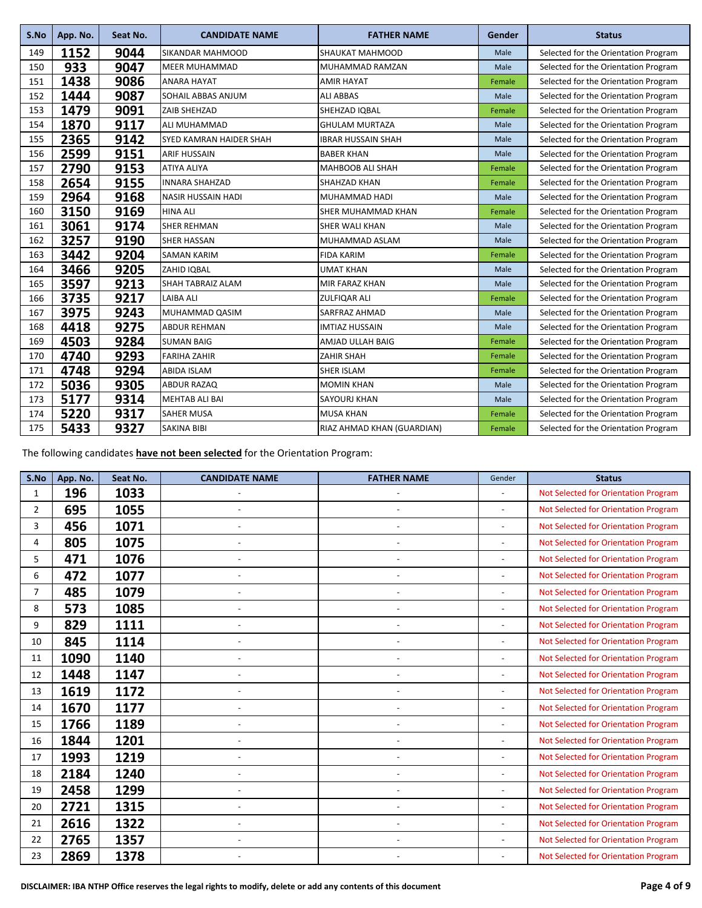| S.No | App. No. | Seat No. | CANDIDATE NAME | FATHER NAME | Gender | Status |
|---|---|---|---|---|---|---|
| 149 | 1152 | 9044 | SIKANDAR MAHMOOD | SHAUKAT MAHMOOD | Male | Selected for the Orientation Program |
| 150 | 933 | 9047 | MEER MUHAMMAD | MUHAMMAD RAMZAN | Male | Selected for the Orientation Program |
| 151 | 1438 | 9086 | ANARA HAYAT | AMIR HAYAT | Female | Selected for the Orientation Program |
| 152 | 1444 | 9087 | SOHAIL ABBAS ANJUM | ALI ABBAS | Male | Selected for the Orientation Program |
| 153 | 1479 | 9091 | ZAIB SHEHZAD | SHEHZAD IQBAL | Female | Selected for the Orientation Program |
| 154 | 1870 | 9117 | ALI MUHAMMAD | GHULAM MURTAZA | Male | Selected for the Orientation Program |
| 155 | 2365 | 9142 | SYED KAMRAN HAIDER SHAH | IBRAR HUSSAIN SHAH | Male | Selected for the Orientation Program |
| 156 | 2599 | 9151 | ARIF HUSSAIN | BABER KHAN | Male | Selected for the Orientation Program |
| 157 | 2790 | 9153 | ATIYA ALIYA | MAHBOOB ALI SHAH | Female | Selected for the Orientation Program |
| 158 | 2654 | 9155 | INNARA SHAHZAD | SHAHZAD KHAN | Female | Selected for the Orientation Program |
| 159 | 2964 | 9168 | NASIR HUSSAIN HADI | MUHAMMAD HADI | Male | Selected for the Orientation Program |
| 160 | 3150 | 9169 | HINA ALI | SHER MUHAMMAD KHAN | Female | Selected for the Orientation Program |
| 161 | 3061 | 9174 | SHER REHMAN | SHER WALI KHAN | Male | Selected for the Orientation Program |
| 162 | 3257 | 9190 | SHER HASSAN | MUHAMMAD ASLAM | Male | Selected for the Orientation Program |
| 163 | 3442 | 9204 | SAMAN KARIM | FIDA KARIM | Female | Selected for the Orientation Program |
| 164 | 3466 | 9205 | ZAHID IQBAL | UMAT KHAN | Male | Selected for the Orientation Program |
| 165 | 3597 | 9213 | SHAH TABRAIZ ALAM | MIR FARAZ KHAN | Male | Selected for the Orientation Program |
| 166 | 3735 | 9217 | LAIBA ALI | ZULFIQAR ALI | Female | Selected for the Orientation Program |
| 167 | 3975 | 9243 | MUHAMMAD QASIM | SARFRAZ AHMAD | Male | Selected for the Orientation Program |
| 168 | 4418 | 9275 | ABDUR REHMAN | IMTIAZ HUSSAIN | Male | Selected for the Orientation Program |
| 169 | 4503 | 9284 | SUMAN BAIG | AMJAD ULLAH BAIG | Female | Selected for the Orientation Program |
| 170 | 4740 | 9293 | FARIHA ZAHIR | ZAHIR SHAH | Female | Selected for the Orientation Program |
| 171 | 4748 | 9294 | ABIDA ISLAM | SHER ISLAM | Female | Selected for the Orientation Program |
| 172 | 5036 | 9305 | ABDUR RAZAQ | MOMIN KHAN | Male | Selected for the Orientation Program |
| 173 | 5177 | 9314 | MEHTAB ALI BAI | SAYOURJ KHAN | Male | Selected for the Orientation Program |
| 174 | 5220 | 9317 | SAHER MUSA | MUSA KHAN | Female | Selected for the Orientation Program |
| 175 | 5433 | 9327 | SAKINA BIBI | RIAZ AHMAD KHAN (GUARDIAN) | Female | Selected for the Orientation Program |

The following candidates **have not been selected** for the Orientation Program:

| S.No | App. No. | Seat No. | CANDIDATE NAME | FATHER NAME | Gender | Status |
|---|---|---|---|---|---|---|
| 1 | 196 | 1033 | - | - | - | Not Selected for Orientation Program |
| 2 | 695 | 1055 | - | - | - | Not Selected for Orientation Program |
| 3 | 456 | 1071 | - | - | - | Not Selected for Orientation Program |
| 4 | 805 | 1075 | - | - | - | Not Selected for Orientation Program |
| 5 | 471 | 1076 | - | - | - | Not Selected for Orientation Program |
| 6 | 472 | 1077 | - | - | - | Not Selected for Orientation Program |
| 7 | 485 | 1079 | - | - | - | Not Selected for Orientation Program |
| 8 | 573 | 1085 | - | - | - | Not Selected for Orientation Program |
| 9 | 829 | 1111 | - | - | - | Not Selected for Orientation Program |
| 10 | 845 | 1114 | - | - | - | Not Selected for Orientation Program |
| 11 | 1090 | 1140 | - | - | - | Not Selected for Orientation Program |
| 12 | 1448 | 1147 | - | - | - | Not Selected for Orientation Program |
| 13 | 1619 | 1172 | - | - | - | Not Selected for Orientation Program |
| 14 | 1670 | 1177 | - | - | - | Not Selected for Orientation Program |
| 15 | 1766 | 1189 | - | - | - | Not Selected for Orientation Program |
| 16 | 1844 | 1201 | - | - | - | Not Selected for Orientation Program |
| 17 | 1993 | 1219 | - | - | - | Not Selected for Orientation Program |
| 18 | 2184 | 1240 | - | - | - | Not Selected for Orientation Program |
| 19 | 2458 | 1299 | - | - | - | Not Selected for Orientation Program |
| 20 | 2721 | 1315 | - | - | - | Not Selected for Orientation Program |
| 21 | 2616 | 1322 | - | - | - | Not Selected for Orientation Program |
| 22 | 2765 | 1357 | - | - | - | Not Selected for Orientation Program |
| 23 | 2869 | 1378 | - | - | - | Not Selected for Orientation Program |

**DISCLAIMER: IBA NTHP Office reserves the legal rights to modify, delete or add any contents of this document**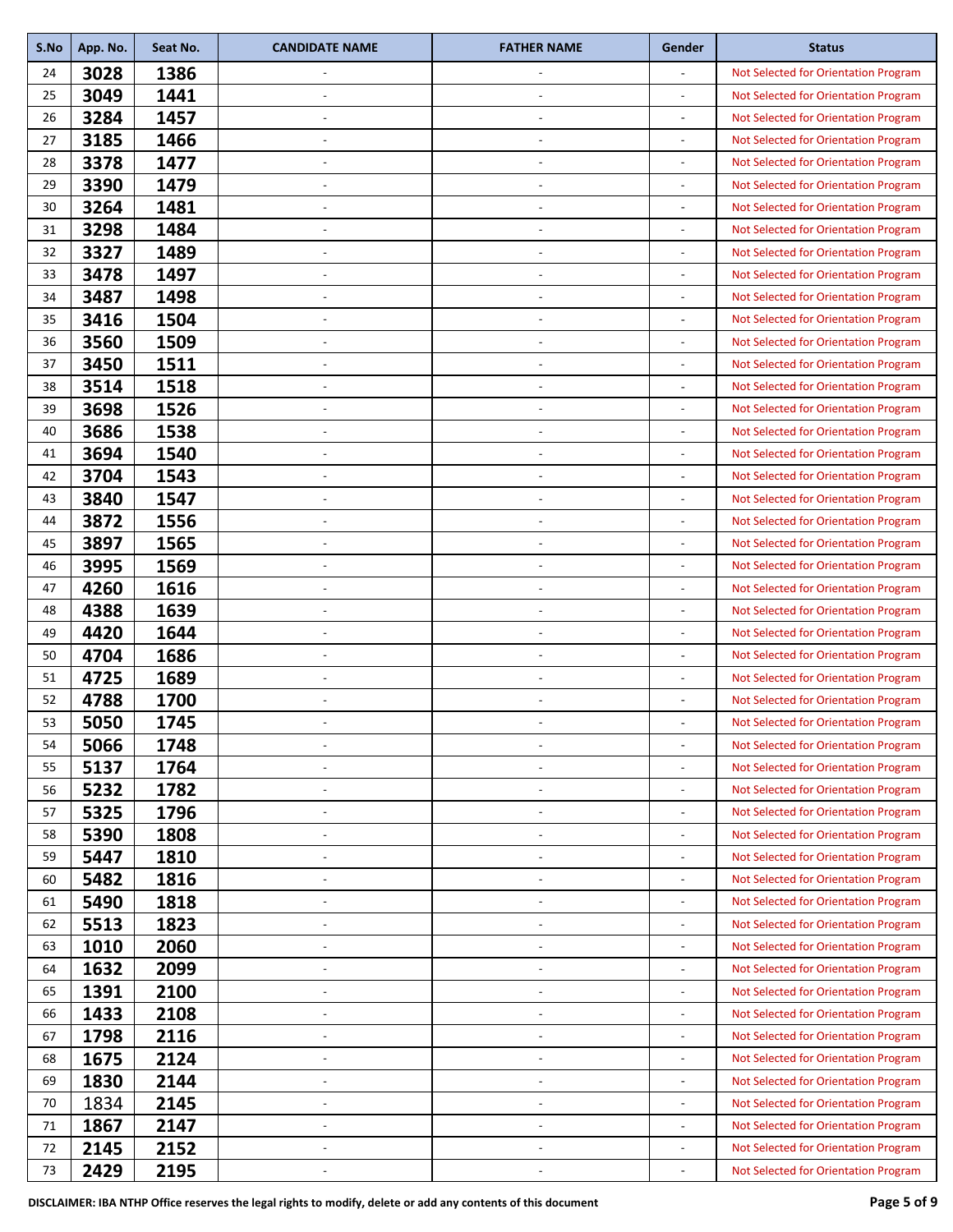| S.No | App. No. | Seat No. | CANDIDATE NAME | FATHER NAME | Gender | Status |
|---|---|---|---|---|---|---|
| 24 | 3028 | 1386 | - | - | - | Not Selected for Orientation Program |
| 25 | 3049 | 1441 | - | - | - | Not Selected for Orientation Program |
| 26 | 3284 | 1457 | - | - | - | Not Selected for Orientation Program |
| 27 | 3185 | 1466 | - | - | - | Not Selected for Orientation Program |
| 28 | 3378 | 1477 | - | - | - | Not Selected for Orientation Program |
| 29 | 3390 | 1479 | - | - | - | Not Selected for Orientation Program |
| 30 | 3264 | 1481 | - | - | - | Not Selected for Orientation Program |
| 31 | 3298 | 1484 | - | - | - | Not Selected for Orientation Program |
| 32 | 3327 | 1489 | - | - | - | Not Selected for Orientation Program |
| 33 | 3478 | 1497 | - | - | - | Not Selected for Orientation Program |
| 34 | 3487 | 1498 | - | - | - | Not Selected for Orientation Program |
| 35 | 3416 | 1504 | - | - | - | Not Selected for Orientation Program |
| 36 | 3560 | 1509 | - | - | - | Not Selected for Orientation Program |
| 37 | 3450 | 1511 | - | - | - | Not Selected for Orientation Program |
| 38 | 3514 | 1518 | - | - | - | Not Selected for Orientation Program |
| 39 | 3698 | 1526 | - | - | - | Not Selected for Orientation Program |
| 40 | 3686 | 1538 | - | - | - | Not Selected for Orientation Program |
| 41 | 3694 | 1540 | - | - | - | Not Selected for Orientation Program |
| 42 | 3704 | 1543 | - | - | - | Not Selected for Orientation Program |
| 43 | 3840 | 1547 | - | - | - | Not Selected for Orientation Program |
| 44 | 3872 | 1556 | - | - | - | Not Selected for Orientation Program |
| 45 | 3897 | 1565 | - | - | - | Not Selected for Orientation Program |
| 46 | 3995 | 1569 | - | - | - | Not Selected for Orientation Program |
| 47 | 4260 | 1616 | - | - | - | Not Selected for Orientation Program |
| 48 | 4388 | 1639 | - | - | - | Not Selected for Orientation Program |
| 49 | 4420 | 1644 | - | - | - | Not Selected for Orientation Program |
| 50 | 4704 | 1686 | - | - | - | Not Selected for Orientation Program |
| 51 | 4725 | 1689 | - | - | - | Not Selected for Orientation Program |
| 52 | 4788 | 1700 | - | - | - | Not Selected for Orientation Program |
| 53 | 5050 | 1745 | - | - | - | Not Selected for Orientation Program |
| 54 | 5066 | 1748 | - | - | - | Not Selected for Orientation Program |
| 55 | 5137 | 1764 | - | - | - | Not Selected for Orientation Program |
| 56 | 5232 | 1782 | - | - | - | Not Selected for Orientation Program |
| 57 | 5325 | 1796 | - | - | - | Not Selected for Orientation Program |
| 58 | 5390 | 1808 | - | - | - | Not Selected for Orientation Program |
| 59 | 5447 | 1810 | - | - | - | Not Selected for Orientation Program |
| 60 | 5482 | 1816 | - | - | - | Not Selected for Orientation Program |
| 61 | 5490 | 1818 | - | - | - | Not Selected for Orientation Program |
| 62 | 5513 | 1823 | - | - | - | Not Selected for Orientation Program |
| 63 | 1010 | 2060 | - | - | - | Not Selected for Orientation Program |
| 64 | 1632 | 2099 | - | - | - | Not Selected for Orientation Program |
| 65 | 1391 | 2100 | - | - | - | Not Selected for Orientation Program |
| 66 | 1433 | 2108 | - | - | - | Not Selected for Orientation Program |
| 67 | 1798 | 2116 | - | - | - | Not Selected for Orientation Program |
| 68 | 1675 | 2124 | - | - | - | Not Selected for Orientation Program |
| 69 | 1830 | 2144 | - | - | - | Not Selected for Orientation Program |
| 70 | 1834 | 2145 | - | - | - | Not Selected for Orientation Program |
| 71 | 1867 | 2147 | - | - | - | Not Selected for Orientation Program |
| 72 | 2145 | 2152 | - | - | - | Not Selected for Orientation Program |
| 73 | 2429 | 2195 | - | - | - | Not Selected for Orientation Program |

**DISCLAIMER: IBA NTHP Office reserves the legal rights to modify, delete or add any contents of this document**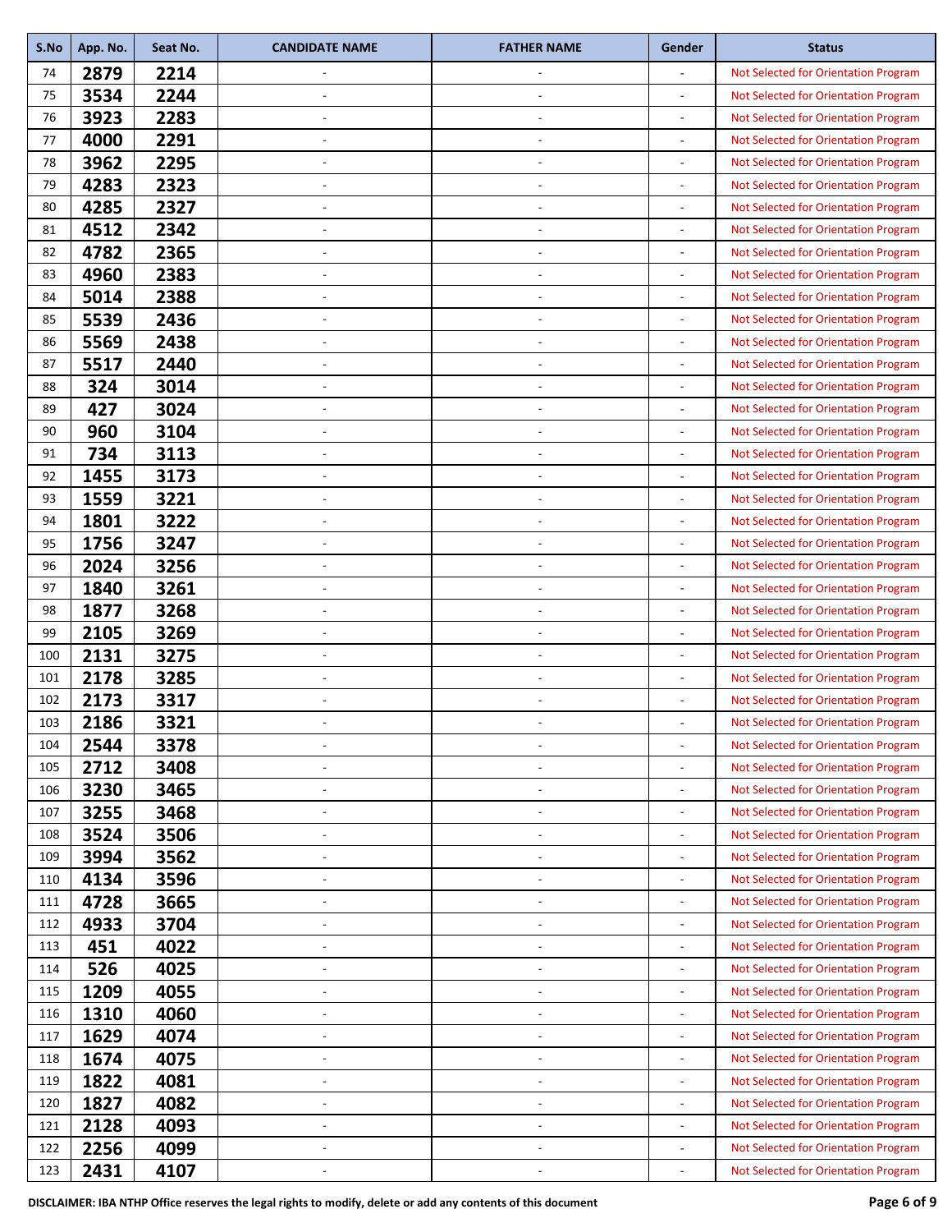| S.No | App. No. | Seat No. | CANDIDATE NAME | FATHER NAME | Gender | Status |
|---|---|---|---|---|---|---|
| 74 | 2879 | 2214 | - | - | - | Not Selected for Orientation Program |
| 75 | 3534 | 2244 | - | - | - | Not Selected for Orientation Program |
| 76 | 3923 | 2283 | - | - | - | Not Selected for Orientation Program |
| 77 | 4000 | 2291 | - | - | - | Not Selected for Orientation Program |
| 78 | 3962 | 2295 | - | - | - | Not Selected for Orientation Program |
| 79 | 4283 | 2323 | - | - | - | Not Selected for Orientation Program |
| 80 | 4285 | 2327 | - | - | - | Not Selected for Orientation Program |
| 81 | 4512 | 2342 | - | - | - | Not Selected for Orientation Program |
| 82 | 4782 | 2365 | - | - | - | Not Selected for Orientation Program |
| 83 | 4960 | 2383 | - | - | - | Not Selected for Orientation Program |
| 84 | 5014 | 2388 | - | - | - | Not Selected for Orientation Program |
| 85 | 5539 | 2436 | - | - | - | Not Selected for Orientation Program |
| 86 | 5569 | 2438 | - | - | - | Not Selected for Orientation Program |
| 87 | 5517 | 2440 | - | - | - | Not Selected for Orientation Program |
| 88 | 324 | 3014 | - | - | - | Not Selected for Orientation Program |
| 89 | 427 | 3024 | - | - | - | Not Selected for Orientation Program |
| 90 | 960 | 3104 | - | - | - | Not Selected for Orientation Program |
| 91 | 734 | 3113 | - | - | - | Not Selected for Orientation Program |
| 92 | 1455 | 3173 | - | - | - | Not Selected for Orientation Program |
| 93 | 1559 | 3221 | - | - | - | Not Selected for Orientation Program |
| 94 | 1801 | 3222 | - | - | - | Not Selected for Orientation Program |
| 95 | 1756 | 3247 | - | - | - | Not Selected for Orientation Program |
| 96 | 2024 | 3256 | - | - | - | Not Selected for Orientation Program |
| 97 | 1840 | 3261 | - | - | - | Not Selected for Orientation Program |
| 98 | 1877 | 3268 | - | - | - | Not Selected for Orientation Program |
| 99 | 2105 | 3269 | - | - | - | Not Selected for Orientation Program |
| 100 | 2131 | 3275 | - | - | - | Not Selected for Orientation Program |
| 101 | 2178 | 3285 | - | - | - | Not Selected for Orientation Program |
| 102 | 2173 | 3317 | - | - | - | Not Selected for Orientation Program |
| 103 | 2186 | 3321 | - | - | - | Not Selected for Orientation Program |
| 104 | 2544 | 3378 | - | - | - | Not Selected for Orientation Program |
| 105 | 2712 | 3408 | - | - | - | Not Selected for Orientation Program |
| 106 | 3230 | 3465 | - | - | - | Not Selected for Orientation Program |
| 107 | 3255 | 3468 | - | - | - | Not Selected for Orientation Program |
| 108 | 3524 | 3506 | - | - | - | Not Selected for Orientation Program |
| 109 | 3994 | 3562 | - | - | - | Not Selected for Orientation Program |
| 110 | 4134 | 3596 | - | - | - | Not Selected for Orientation Program |
| 111 | 4728 | 3665 | - | - | - | Not Selected for Orientation Program |
| 112 | 4933 | 3704 | - | - | - | Not Selected for Orientation Program |
| 113 | 451 | 4022 | - | - | - | Not Selected for Orientation Program |
| 114 | 526 | 4025 | - | - | - | Not Selected for Orientation Program |
| 115 | 1209 | 4055 | - | - | - | Not Selected for Orientation Program |
| 116 | 1310 | 4060 | - | - | - | Not Selected for Orientation Program |
| 117 | 1629 | 4074 | - | - | - | Not Selected for Orientation Program |
| 118 | 1674 | 4075 | - | - | - | Not Selected for Orientation Program |
| 119 | 1822 | 4081 | - | - | - | Not Selected for Orientation Program |
| 120 | 1827 | 4082 | - | - | - | Not Selected for Orientation Program |
| 121 | 2128 | 4093 | - | - | - | Not Selected for Orientation Program |
| 122 | 2256 | 4099 | - | - | - | Not Selected for Orientation Program |
| 123 | 2431 | 4107 | - | - | - | Not Selected for Orientation Program |

**DISCLAIMER: IBA NTHP Office reserves the legal rights to modify, delete or add any contents of this document**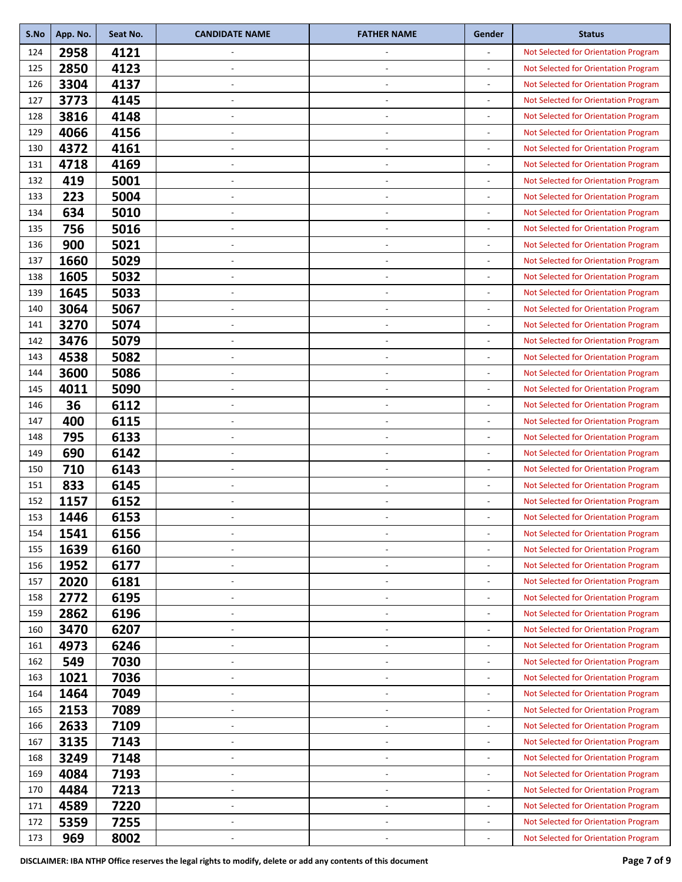| S.No | App. No. | Seat No. | CANDIDATE NAME | FATHER NAME | Gender | Status |
|---|---|---|---|---|---|---|
| 124 | 2958 | 4121 | - | - | - | Not Selected for Orientation Program |
| 125 | 2850 | 4123 | - | - | - | Not Selected for Orientation Program |
| 126 | 3304 | 4137 | - | - | - | Not Selected for Orientation Program |
| 127 | 3773 | 4145 | - | - | - | Not Selected for Orientation Program |
| 128 | 3816 | 4148 | - | - | - | Not Selected for Orientation Program |
| 129 | 4066 | 4156 | - | - | - | Not Selected for Orientation Program |
| 130 | 4372 | 4161 | - | - | - | Not Selected for Orientation Program |
| 131 | 4718 | 4169 | - | - | - | Not Selected for Orientation Program |
| 132 | 419 | 5001 | - | - | - | Not Selected for Orientation Program |
| 133 | 223 | 5004 | - | - | - | Not Selected for Orientation Program |
| 134 | 634 | 5010 | - | - | - | Not Selected for Orientation Program |
| 135 | 756 | 5016 | - | - | - | Not Selected for Orientation Program |
| 136 | 900 | 5021 | - | - | - | Not Selected for Orientation Program |
| 137 | 1660 | 5029 | - | - | - | Not Selected for Orientation Program |
| 138 | 1605 | 5032 | - | - | - | Not Selected for Orientation Program |
| 139 | 1645 | 5033 | - | - | - | Not Selected for Orientation Program |
| 140 | 3064 | 5067 | - | - | - | Not Selected for Orientation Program |
| 141 | 3270 | 5074 | - | - | - | Not Selected for Orientation Program |
| 142 | 3476 | 5079 | - | - | - | Not Selected for Orientation Program |
| 143 | 4538 | 5082 | - | - | - | Not Selected for Orientation Program |
| 144 | 3600 | 5086 | - | - | - | Not Selected for Orientation Program |
| 145 | 4011 | 5090 | - | - | - | Not Selected for Orientation Program |
| 146 | 36 | 6112 | - | - | - | Not Selected for Orientation Program |
| 147 | 400 | 6115 | - | - | - | Not Selected for Orientation Program |
| 148 | 795 | 6133 | - | - | - | Not Selected for Orientation Program |
| 149 | 690 | 6142 | - | - | - | Not Selected for Orientation Program |
| 150 | 710 | 6143 | - | - | - | Not Selected for Orientation Program |
| 151 | 833 | 6145 | - | - | - | Not Selected for Orientation Program |
| 152 | 1157 | 6152 | - | - | - | Not Selected for Orientation Program |
| 153 | 1446 | 6153 | - | - | - | Not Selected for Orientation Program |
| 154 | 1541 | 6156 | - | - | - | Not Selected for Orientation Program |
| 155 | 1639 | 6160 | - | - | - | Not Selected for Orientation Program |
| 156 | 1952 | 6177 | - | - | - | Not Selected for Orientation Program |
| 157 | 2020 | 6181 | - | - | - | Not Selected for Orientation Program |
| 158 | 2772 | 6195 | - | - | - | Not Selected for Orientation Program |
| 159 | 2862 | 6196 | - | - | - | Not Selected for Orientation Program |
| 160 | 3470 | 6207 | - | - | - | Not Selected for Orientation Program |
| 161 | 4973 | 6246 | - | - | - | Not Selected for Orientation Program |
| 162 | 549 | 7030 | - | - | - | Not Selected for Orientation Program |
| 163 | 1021 | 7036 | - | - | - | Not Selected for Orientation Program |
| 164 | 1464 | 7049 | - | - | - | Not Selected for Orientation Program |
| 165 | 2153 | 7089 | - | - | - | Not Selected for Orientation Program |
| 166 | 2633 | 7109 | - | - | - | Not Selected for Orientation Program |
| 167 | 3135 | 7143 | - | - | - | Not Selected for Orientation Program |
| 168 | 3249 | 7148 | - | - | - | Not Selected for Orientation Program |
| 169 | 4084 | 7193 | - | - | - | Not Selected for Orientation Program |
| 170 | 4484 | 7213 | - | - | - | Not Selected for Orientation Program |
| 171 | 4589 | 7220 | - | - | - | Not Selected for Orientation Program |
| 172 | 5359 | 7255 | - | - | - | Not Selected for Orientation Program |
| 173 | 969 | 8002 | - | - | - | Not Selected for Orientation Program |

**DISCLAIMER: IBA NTHP Office reserves the legal rights to modify, delete or add any contents of this document**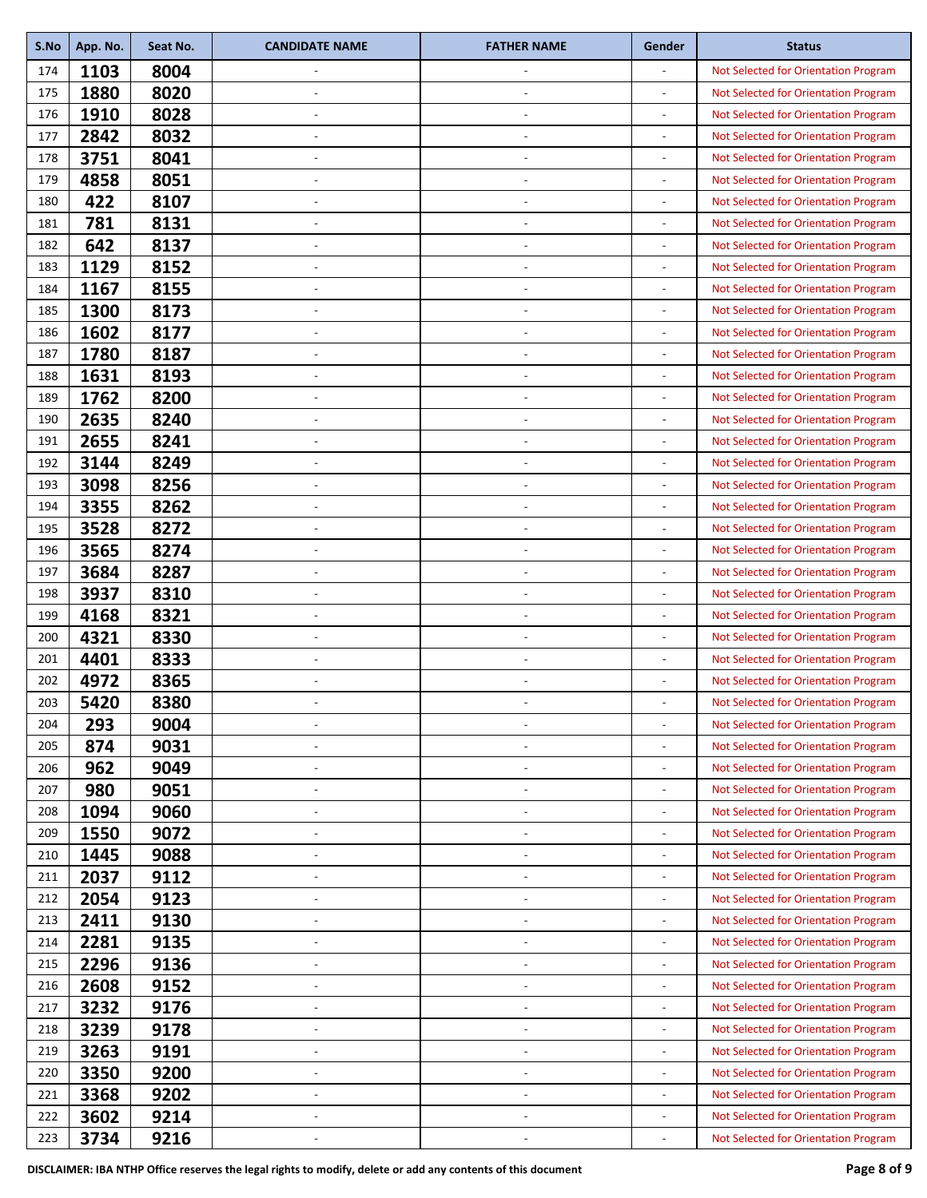| S.No | App. No. | Seat No. | CANDIDATE NAME | FATHER NAME | Gender | Status |
|---|---|---|---|---|---|---|
| 174 | 1103 | 8004 | - | - | - | Not Selected for Orientation Program |
| 175 | 1880 | 8020 | - | - | - | Not Selected for Orientation Program |
| 176 | 1910 | 8028 | - | - | - | Not Selected for Orientation Program |
| 177 | 2842 | 8032 | - | - | - | Not Selected for Orientation Program |
| 178 | 3751 | 8041 | - | - | - | Not Selected for Orientation Program |
| 179 | 4858 | 8051 | - | - | - | Not Selected for Orientation Program |
| 180 | 422 | 8107 | - | - | - | Not Selected for Orientation Program |
| 181 | 781 | 8131 | - | - | - | Not Selected for Orientation Program |
| 182 | 642 | 8137 | - | - | - | Not Selected for Orientation Program |
| 183 | 1129 | 8152 | - | - | - | Not Selected for Orientation Program |
| 184 | 1167 | 8155 | - | - | - | Not Selected for Orientation Program |
| 185 | 1300 | 8173 | - | - | - | Not Selected for Orientation Program |
| 186 | 1602 | 8177 | - | - | - | Not Selected for Orientation Program |
| 187 | 1780 | 8187 | - | - | - | Not Selected for Orientation Program |
| 188 | 1631 | 8193 | - | - | - | Not Selected for Orientation Program |
| 189 | 1762 | 8200 | - | - | - | Not Selected for Orientation Program |
| 190 | 2635 | 8240 | - | - | - | Not Selected for Orientation Program |
| 191 | 2655 | 8241 | - | - | - | Not Selected for Orientation Program |
| 192 | 3144 | 8249 | - | - | - | Not Selected for Orientation Program |
| 193 | 3098 | 8256 | - | - | - | Not Selected for Orientation Program |
| 194 | 3355 | 8262 | - | - | - | Not Selected for Orientation Program |
| 195 | 3528 | 8272 | - | - | - | Not Selected for Orientation Program |
| 196 | 3565 | 8274 | - | - | - | Not Selected for Orientation Program |
| 197 | 3684 | 8287 | - | - | - | Not Selected for Orientation Program |
| 198 | 3937 | 8310 | - | - | - | Not Selected for Orientation Program |
| 199 | 4168 | 8321 | - | - | - | Not Selected for Orientation Program |
| 200 | 4321 | 8330 | - | - | - | Not Selected for Orientation Program |
| 201 | 4401 | 8333 | - | - | - | Not Selected for Orientation Program |
| 202 | 4972 | 8365 | - | - | - | Not Selected for Orientation Program |
| 203 | 5420 | 8380 | - | - | - | Not Selected for Orientation Program |
| 204 | 293 | 9004 | - | - | - | Not Selected for Orientation Program |
| 205 | 874 | 9031 | - | - | - | Not Selected for Orientation Program |
| 206 | 962 | 9049 | - | - | - | Not Selected for Orientation Program |
| 207 | 980 | 9051 | - | - | - | Not Selected for Orientation Program |
| 208 | 1094 | 9060 | - | - | - | Not Selected for Orientation Program |
| 209 | 1550 | 9072 | - | - | - | Not Selected for Orientation Program |
| 210 | 1445 | 9088 | - | - | - | Not Selected for Orientation Program |
| 211 | 2037 | 9112 | - | - | - | Not Selected for Orientation Program |
| 212 | 2054 | 9123 | - | - | - | Not Selected for Orientation Program |
| 213 | 2411 | 9130 | - | - | - | Not Selected for Orientation Program |
| 214 | 2281 | 9135 | - | - | - | Not Selected for Orientation Program |
| 215 | 2296 | 9136 | - | - | - | Not Selected for Orientation Program |
| 216 | 2608 | 9152 | - | - | - | Not Selected for Orientation Program |
| 217 | 3232 | 9176 | - | - | - | Not Selected for Orientation Program |
| 218 | 3239 | 9178 | - | - | - | Not Selected for Orientation Program |
| 219 | 3263 | 9191 | - | - | - | Not Selected for Orientation Program |
| 220 | 3350 | 9200 | - | - | - | Not Selected for Orientation Program |
| 221 | 3368 | 9202 | - | - | - | Not Selected for Orientation Program |
| 222 | 3602 | 9214 | - | - | - | Not Selected for Orientation Program |
| 223 | 3734 | 9216 | - | - | - | Not Selected for Orientation Program |

**DISCLAIMER: IBA NTHP Office reserves the legal rights to modify, delete or add any contents of this document**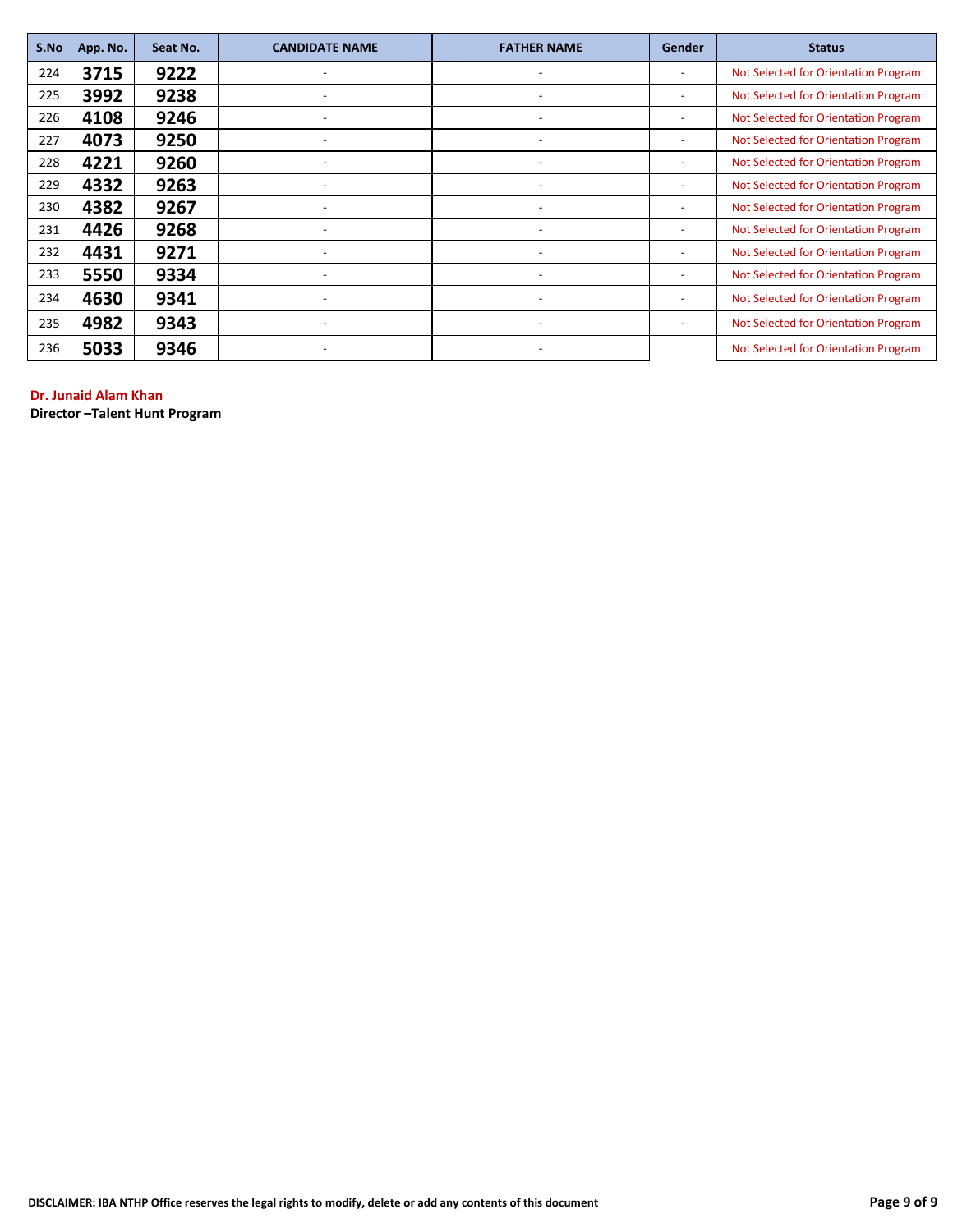| S.No | App. No. | Seat No. | CANDIDATE NAME | FATHER NAME | Gender | Status |
|---|---|---|---|---|---|---|
| 224 | **3715** | **9222** | - | - | - | Not Selected for Orientation Program |
| 225 | **3992** | **9238** | - | - | - | Not Selected for Orientation Program |
| 226 | **4108** | **9246** | - | - | - | Not Selected for Orientation Program |
| 227 | **4073** | **9250** | - | - | - | Not Selected for Orientation Program |
| 228 | **4221** | **9260** | - | - | - | Not Selected for Orientation Program |
| 229 | **4332** | **9263** | - | - | - | Not Selected for Orientation Program |
| 230 | **4382** | **9267** | - | - | - | Not Selected for Orientation Program |
| 231 | **4426** | **9268** | - | - | - | Not Selected for Orientation Program |
| 232 | **4431** | **9271** | - | - | - | Not Selected for Orientation Program |
| 233 | **5550** | **9334** | - | - | - | Not Selected for Orientation Program |
| 234 | **4630** | **9341** | - | - | - | Not Selected for Orientation Program |
| 235 | **4982** | **9343** | - | - | - | Not Selected for Orientation Program |
| 236 | **5033** | **9346** | - | - | | Not Selected for Orientation Program |

**Dr. Junaid Alam Khan**
**Director –Talent Hunt Program**

**DISCLAIMER: IBA NTHP Office reserves the legal rights to modify, delete or add any contents of this document**